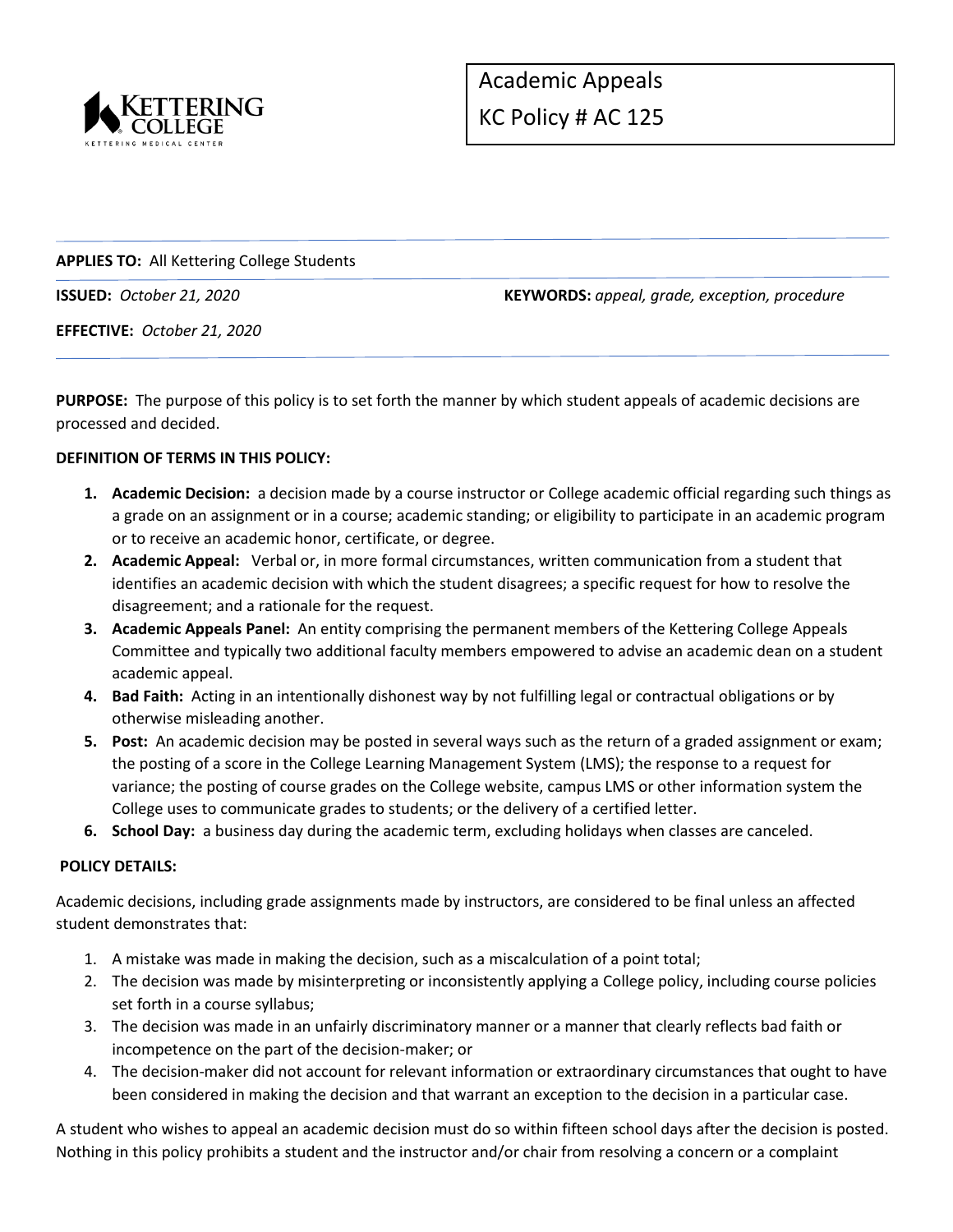# Academic Appeals

# KC Policy # AC 125

**APPLIES TO:** All Kettering College Students

**ISSUED:** *October 21, 2020*

**KEYWORDS:** *appeal, grade, exception, procedure*

**EFFECTIVE:** *October 21, 2020*

**PURPOSE:** The purpose of this policy is to set forth the manner by which student appeals of academic decisions are processed and decided.

**DEFINITION OF TERMS IN THIS POLICY:**

1. **Academic Decision:** a decision made by a course instructor or College academic official regarding such things as a grade on an assignment or in a course; academic standing; or eligibility to participate in an academic program or to receive an academic honor, certificate, or degree.
2. **Academic Appeal:** Verbal or, in more formal circumstances, written communication from a student that identifies an academic decision with which the student disagrees; a specific request for how to resolve the disagreement; and a rationale for the request.
3. **Academic Appeals Panel:** An entity comprising the permanent members of the Kettering College Appeals Committee and typically two additional faculty members empowered to advise an academic dean on a student academic appeal.
4. **Bad Faith:** Acting in an intentionally dishonest way by not fulfilling legal or contractual obligations or by otherwise misleading another.
5. **Post:** An academic decision may be posted in several ways such as the return of a graded assignment or exam; the posting of a score in the College Learning Management System (LMS); the response to a request for variance; the posting of course grades on the College website, campus LMS or other information system the College uses to communicate grades to students; or the delivery of a certified letter.
6. **School Day:** a business day during the academic term, excluding holidays when classes are canceled.

**POLICY DETAILS:**

Academic decisions, including grade assignments made by instructors, are considered to be final unless an affected student demonstrates that:

1. A mistake was made in making the decision, such as a miscalculation of a point total;
2. The decision was made by misinterpreting or inconsistently applying a College policy, including course policies set forth in a course syllabus;
3. The decision was made in an unfairly discriminatory manner or a manner that clearly reflects bad faith or incompetence on the part of the decision-maker; or
4. The decision-maker did not account for relevant information or extraordinary circumstances that ought to have been considered in making the decision and that warrant an exception to the decision in a particular case.

A student who wishes to appeal an academic decision must do so within fifteen school days after the decision is posted. Nothing in this policy prohibits a student and the instructor and/or chair from resolving a concern or a complaint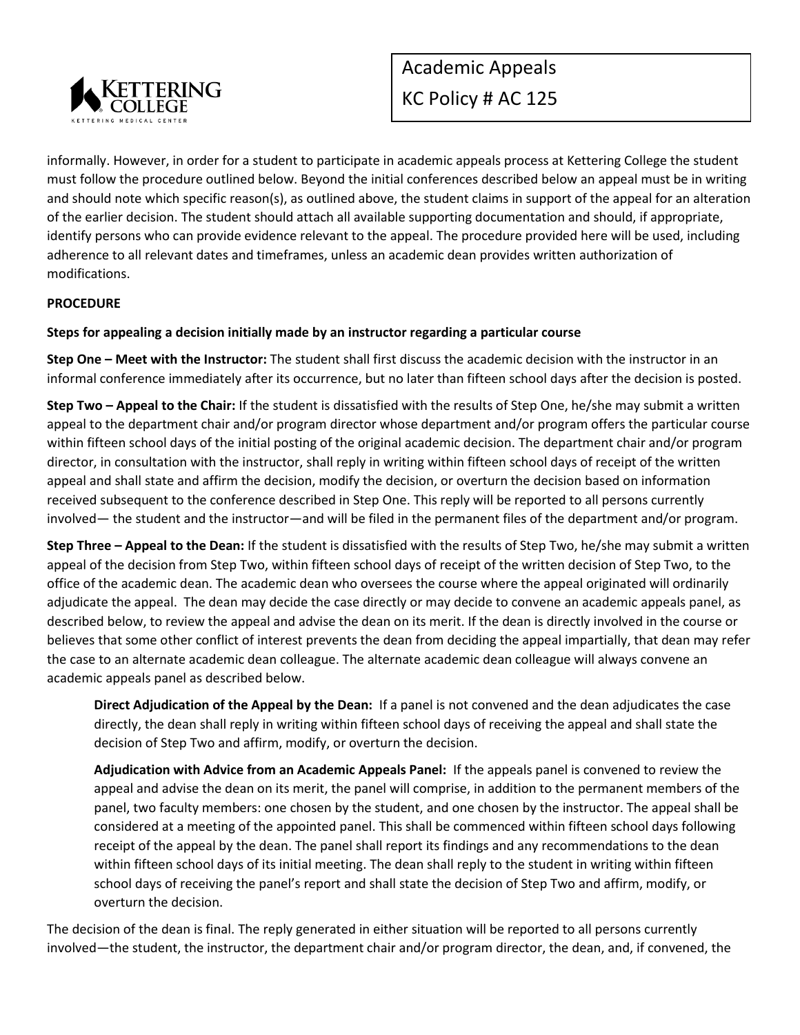informally. However, in order for a student to participate in academic appeals process at Kettering College the student must follow the procedure outlined below. Beyond the initial conferences described below an appeal must be in writing and should note which specific reason(s), as outlined above, the student claims in support of the appeal for an alteration of the earlier decision. The student should attach all available supporting documentation and should, if appropriate, identify persons who can provide evidence relevant to the appeal. The procedure provided here will be used, including adherence to all relevant dates and timeframes, unless an academic dean provides written authorization of modifications.

**PROCEDURE**

**Steps for appealing a decision initially made by an instructor regarding a particular course**

**Step One – Meet with the Instructor:** The student shall first discuss the academic decision with the instructor in an informal conference immediately after its occurrence, but no later than fifteen school days after the decision is posted.

**Step Two – Appeal to the Chair:** If the student is dissatisfied with the results of Step One, he/she may submit a written appeal to the department chair and/or program director whose department and/or program offers the particular course within fifteen school days of the initial posting of the original academic decision. The department chair and/or program director, in consultation with the instructor, shall reply in writing within fifteen school days of receipt of the written appeal and shall state and affirm the decision, modify the decision, or overturn the decision based on information received subsequent to the conference described in Step One. This reply will be reported to all persons currently involved— the student and the instructor—and will be filed in the permanent files of the department and/or program.

**Step Three – Appeal to the Dean:** If the student is dissatisfied with the results of Step Two, he/she may submit a written appeal of the decision from Step Two, within fifteen school days of receipt of the written decision of Step Two, to the office of the academic dean. The academic dean who oversees the course where the appeal originated will ordinarily adjudicate the appeal. The dean may decide the case directly or may decide to convene an academic appeals panel, as described below, to review the appeal and advise the dean on its merit. If the dean is directly involved in the course or believes that some other conflict of interest prevents the dean from deciding the appeal impartially, that dean may refer the case to an alternate academic dean colleague. The alternate academic dean colleague will always convene an academic appeals panel as described below.

> **Direct Adjudication of the Appeal by the Dean:** If a panel is not convened and the dean adjudicates the case directly, the dean shall reply in writing within fifteen school days of receiving the appeal and shall state the decision of Step Two and affirm, modify, or overturn the decision.
>
> **Adjudication with Advice from an Academic Appeals Panel:** If the appeals panel is convened to review the appeal and advise the dean on its merit, the panel will comprise, in addition to the permanent members of the panel, two faculty members: one chosen by the student, and one chosen by the instructor. The appeal shall be considered at a meeting of the appointed panel. This shall be commenced within fifteen school days following receipt of the appeal by the dean. The panel shall report its findings and any recommendations to the dean within fifteen school days of its initial meeting. The dean shall reply to the student in writing within fifteen school days of receiving the panel's report and shall state the decision of Step Two and affirm, modify, or overturn the decision.

The decision of the dean is final. The reply generated in either situation will be reported to all persons currently involved—the student, the instructor, the department chair and/or program director, the dean, and, if convened, the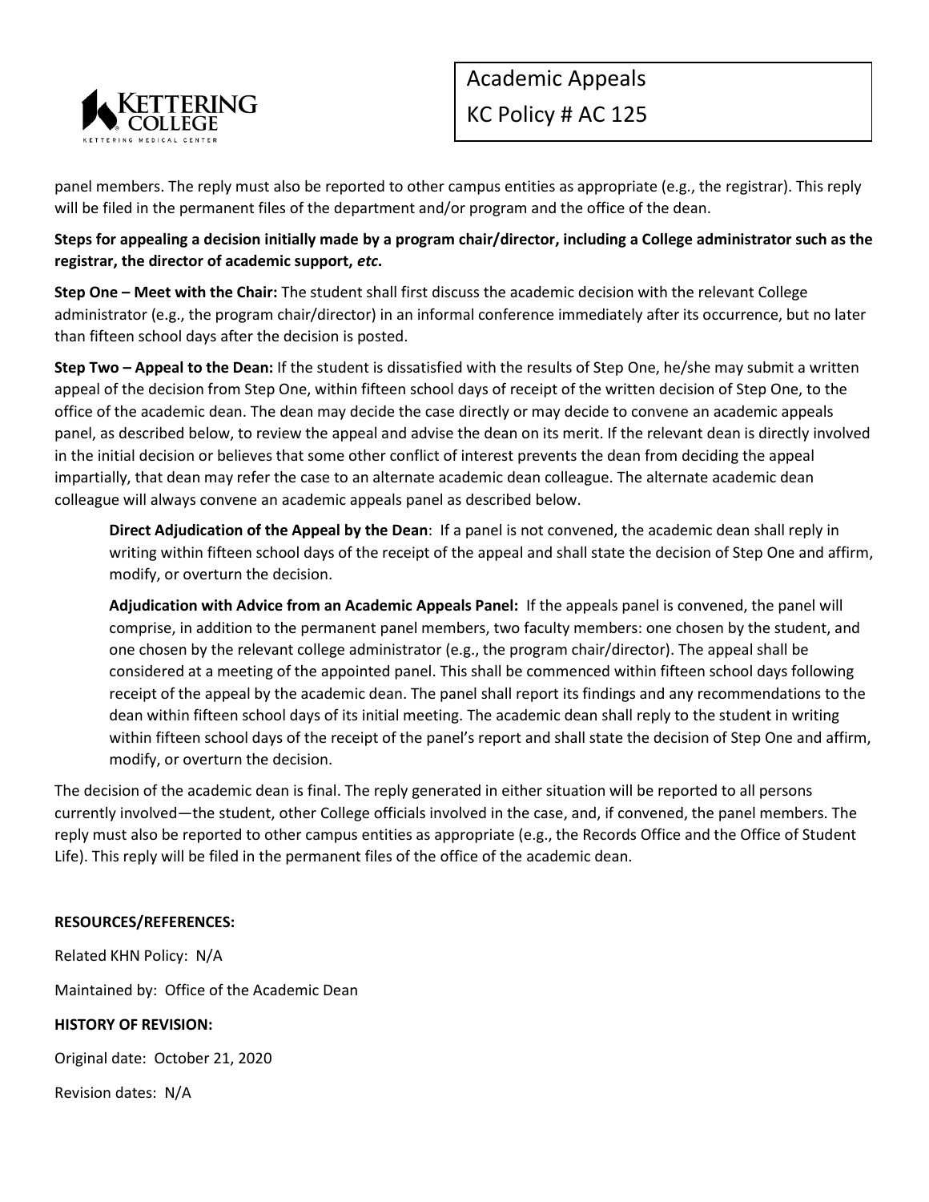panel members. The reply must also be reported to other campus entities as appropriate (e.g., the registrar). This reply will be filed in the permanent files of the department and/or program and the office of the dean.

**Steps for appealing a decision initially made by a program chair/director, including a College administrator such as the registrar, the director of academic support, *etc*.**

**Step One – Meet with the Chair:** The student shall first discuss the academic decision with the relevant College administrator (e.g., the program chair/director) in an informal conference immediately after its occurrence, but no later than fifteen school days after the decision is posted.

**Step Two – Appeal to the Dean:** If the student is dissatisfied with the results of Step One, he/she may submit a written appeal of the decision from Step One, within fifteen school days of receipt of the written decision of Step One, to the office of the academic dean. The dean may decide the case directly or may decide to convene an academic appeals panel, as described below, to review the appeal and advise the dean on its merit. If the relevant dean is directly involved in the initial decision or believes that some other conflict of interest prevents the dean from deciding the appeal impartially, that dean may refer the case to an alternate academic dean colleague. The alternate academic dean colleague will always convene an academic appeals panel as described below.

> **Direct Adjudication of the Appeal by the Dean**: If a panel is not convened, the academic dean shall reply in writing within fifteen school days of the receipt of the appeal and shall state the decision of Step One and affirm, modify, or overturn the decision.
>
> **Adjudication with Advice from an Academic Appeals Panel:** If the appeals panel is convened, the panel will comprise, in addition to the permanent panel members, two faculty members: one chosen by the student, and one chosen by the relevant college administrator (e.g., the program chair/director). The appeal shall be considered at a meeting of the appointed panel. This shall be commenced within fifteen school days following receipt of the appeal by the academic dean. The panel shall report its findings and any recommendations to the dean within fifteen school days of its initial meeting. The academic dean shall reply to the student in writing within fifteen school days of the receipt of the panel's report and shall state the decision of Step One and affirm, modify, or overturn the decision.

The decision of the academic dean is final. The reply generated in either situation will be reported to all persons currently involved—the student, other College officials involved in the case, and, if convened, the panel members. The reply must also be reported to other campus entities as appropriate (e.g., the Records Office and the Office of Student Life). This reply will be filed in the permanent files of the office of the academic dean.

**RESOURCES/REFERENCES:**

Related KHN Policy: N/A

Maintained by: Office of the Academic Dean

**HISTORY OF REVISION:**

Original date: October 21, 2020

Revision dates: N/A